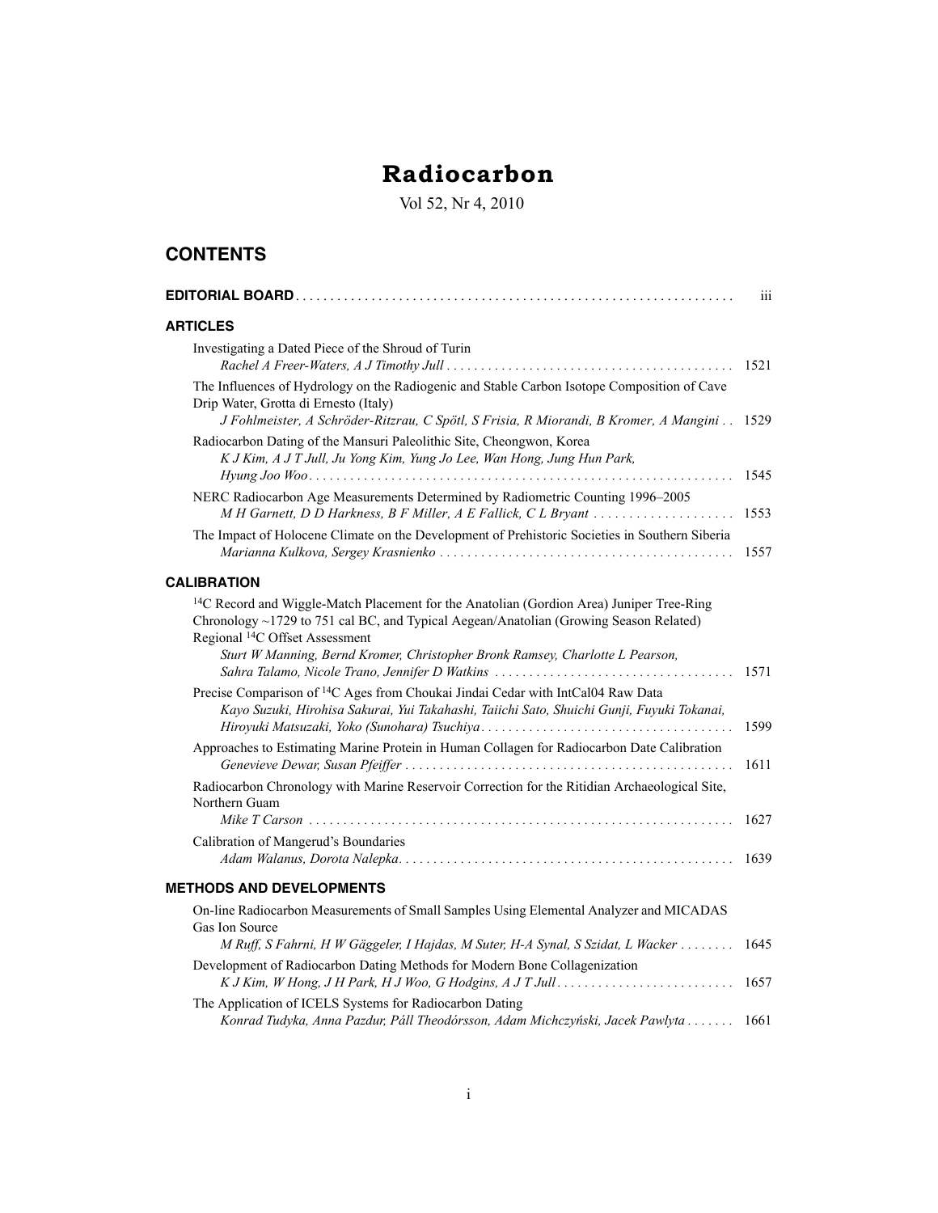# Radiocarbon

Vol 52, Nr 4, 2010

## CONTENTS

**EDITORIAL BOARD** . . . . . . . . . . . . . . . . . . . . . . . . . . . . . . . . . . . . . . . . . . . . . . . . . . . . . . . . . . . . . . iii

### ARTICLES

Investigating a Dated Piece of the Shroud of Turin
*Rachel A Freer-Waters, A J Timothy Jull* . . . . . . . . . . . . . . . . . . . . . . . . . . . . . . . . . . . . . . . . . . 1521

The Influences of Hydrology on the Radiogenic and Stable Carbon Isotope Composition of Cave Drip Water, Grotta di Ernesto (Italy)
*J Fohlmeister, A Schröder-Ritzrau, C Spötl, S Frisia, R Miorandi, B Kromer, A Mangini* . . 1529

Radiocarbon Dating of the Mansuri Paleolithic Site, Cheongwon, Korea
*K J Kim, A J T Jull, Ju Yong Kim, Yung Jo Lee, Wan Hong, Jung Hun Park, Hyung Joo Woo* . . . . . . . . . . . . . . . . . . . . . . . . . . . . . . . . . . . . . . . . . . . . . . . . . . . . . . . . . . . . . 1545

NERC Radiocarbon Age Measurements Determined by Radiometric Counting 1996–2005
*M H Garnett, D D Harkness, B F Miller, A E Fallick, C L Bryant* . . . . . . . . . . . . . . . . . . . . 1553

The Impact of Holocene Climate on the Development of Prehistoric Societies in Southern Siberia
*Marianna Kulkova, Sergey Krasnienko* . . . . . . . . . . . . . . . . . . . . . . . . . . . . . . . . . . . . . . . . . . 1557

### CALIBRATION

$^{14}$C Record and Wiggle-Match Placement for the Anatolian (Gordion Area) Juniper Tree-Ring Chronology ~1729 to 751 cal BC, and Typical Aegean/Anatolian (Growing Season Related) Regional $^{14}$C Offset Assessment
*Sturt W Manning, Bernd Kromer, Christopher Bronk Ramsey, Charlotte L Pearson, Sahra Talamo, Nicole Trano, Jennifer D Watkins* . . . . . . . . . . . . . . . . . . . . . . . . . . . . . . . . . . 1571

Precise Comparison of $^{14}$C Ages from Choukai Jindai Cedar with IntCal04 Raw Data
*Kayo Suzuki, Hirohisa Sakurai, Yui Takahashi, Taiichi Sato, Shuichi Gunji, Fuyuki Tokanai, Hiroyuki Matsuzaki, Yoko (Sunohara) Tsuchiya* . . . . . . . . . . . . . . . . . . . . . . . . . . . . . . . . . . . . 1599

Approaches to Estimating Marine Protein in Human Collagen for Radiocarbon Date Calibration
*Genevieve Dewar, Susan Pfeiffer* . . . . . . . . . . . . . . . . . . . . . . . . . . . . . . . . . . . . . . . . . . . . . . . . 1611

Radiocarbon Chronology with Marine Reservoir Correction for the Ritidian Archaeological Site, Northern Guam
*Mike T Carson* . . . . . . . . . . . . . . . . . . . . . . . . . . . . . . . . . . . . . . . . . . . . . . . . . . . . . . . . . . . . . 1627

Calibration of Mangerud's Boundaries
*Adam Walanus, Dorota Nalepka*. . . . . . . . . . . . . . . . . . . . . . . . . . . . . . . . . . . . . . . . . . . . . . . . . 1639

### METHODS AND DEVELOPMENTS

On-line Radiocarbon Measurements of Small Samples Using Elemental Analyzer and MICADAS Gas Ion Source
*M Ruff, S Fahrni, H W Gäggeler, I Hajdas, M Suter, H-A Synal, S Szidat, L Wacker* . . . . . . . . 1645

Development of Radiocarbon Dating Methods for Modern Bone Collagenization
*K J Kim, W Hong, J H Park, H J Woo, G Hodgins, A J T Jull*. . . . . . . . . . . . . . . . . . . . . . . . . . 1657

The Application of ICELS Systems for Radiocarbon Dating
*Konrad Tudyka, Anna Pazdur, Páll Theodórsson, Adam Michczyński, Jacek Pawlyta* . . . . . . . 1661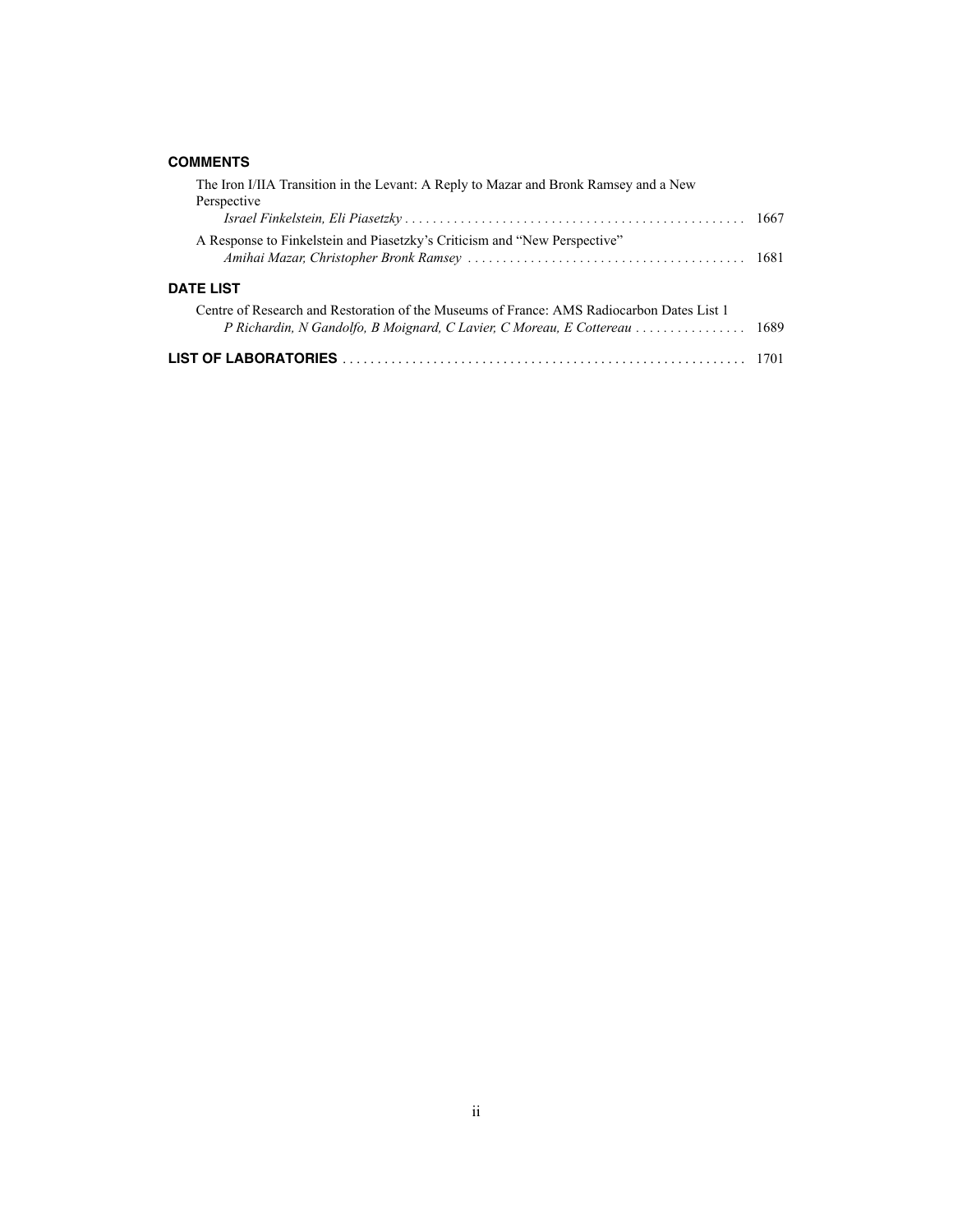## COMMENTS

The Iron I/IIA Transition in the Levant: A Reply to Mazar and Bronk Ramsey and a New Perspective
*Israel Finkelstein, Eli Piasetzky* . . . . . . . . . . . . . . . . . . . . . . . . . . . . . . . . . . . . . . . . . . . . . . . . 1667

A Response to Finkelstein and Piasetzky's Criticism and "New Perspective"
*Amihai Mazar, Christopher Bronk Ramsey* . . . . . . . . . . . . . . . . . . . . . . . . . . . . . . . . . . . . . . . 1681

## DATE LIST

Centre of Research and Restoration of the Museums of France: AMS Radiocarbon Dates List 1
*P Richardin, N Gandolfo, B Moignard, C Lavier, C Moreau, E Cottereau* . . . . . . . . . . . . . . . . 1689

## LIST OF LABORATORIES . . . . . . . . . . . . . . . . . . . . . . . . . . . . . . . . . . . . . . . . . . . . . . . . . . . . . . . . . 1701